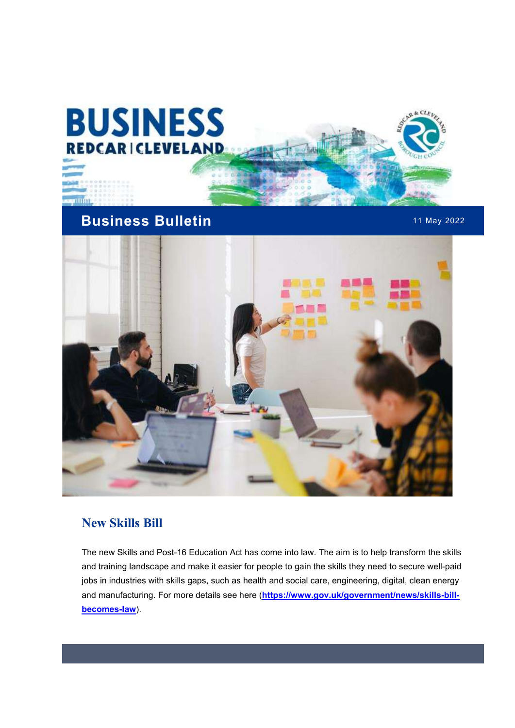# BUSINESS REDCAR | CLEVELAND

## Business Bulletin

11 May 2022

### New Skills Bill

The new Skills and Post-16 Education Act has come into law. The aim is to help transform the skills and training landscape and make it easier for people to gain the skills they need to secure well-paid jobs in industries with skills gaps, such as health and social care, engineering, digital, clean energy and manufacturing. For more details see here (**https://www.gov.uk/government/news/skills-bill-becomes-law**).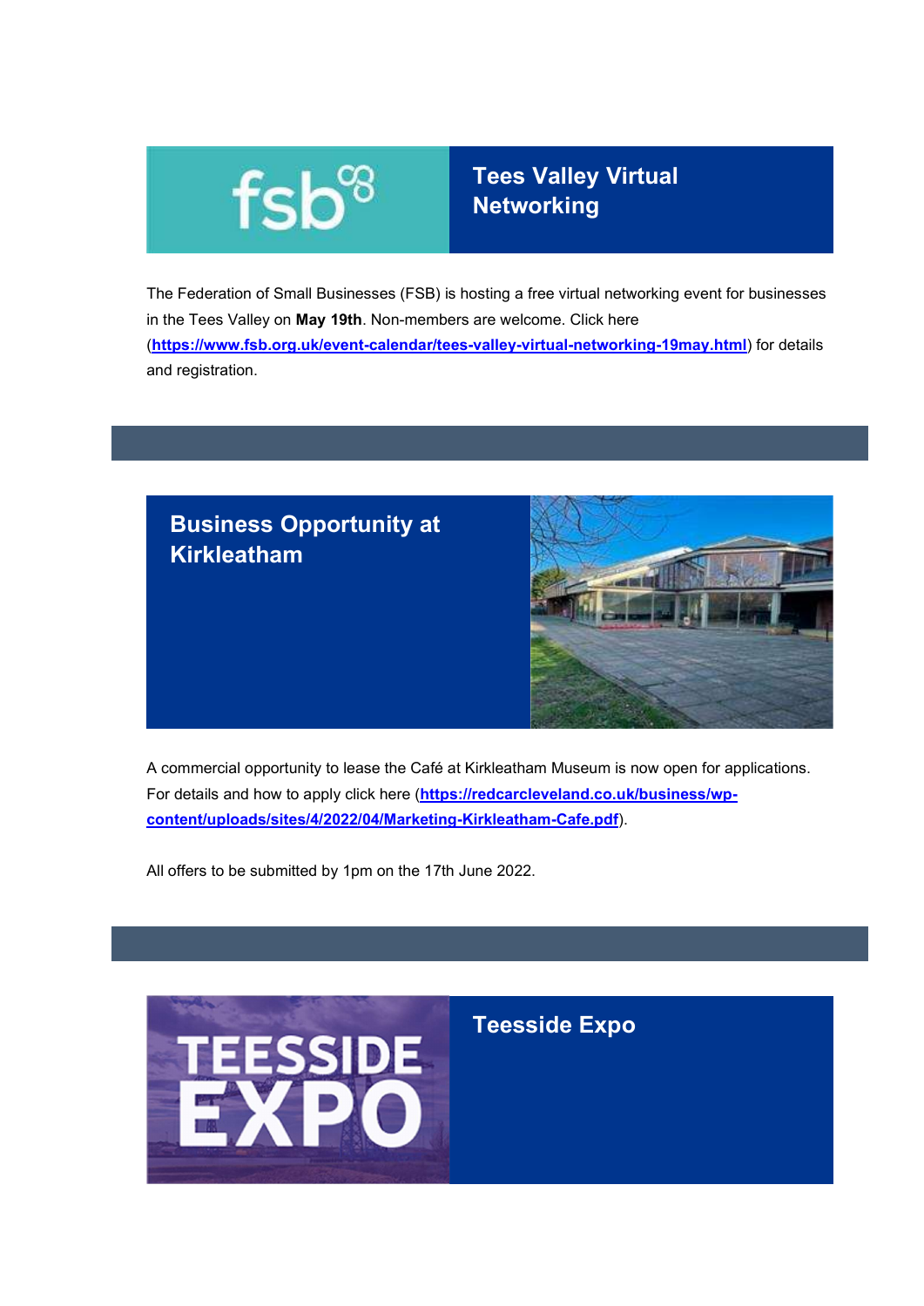## Tees Valley Virtual Networking

The Federation of Small Businesses (FSB) is hosting a free virtual networking event for businesses in the Tees Valley on **May 19th**. Non-members are welcome. Click here (**https://www.fsb.org.uk/event-calendar/tees-valley-virtual-networking-19may.html**) for details and registration.

## Business Opportunity at Kirkleatham

A commercial opportunity to lease the Café at Kirkleatham Museum is now open for applications. For details and how to apply click here (**https://redcarcleveland.co.uk/business/wp-content/uploads/sites/4/2022/04/Marketing-Kirkleatham-Cafe.pdf**).

All offers to be submitted by 1pm on the 17th June 2022.

## Teesside Expo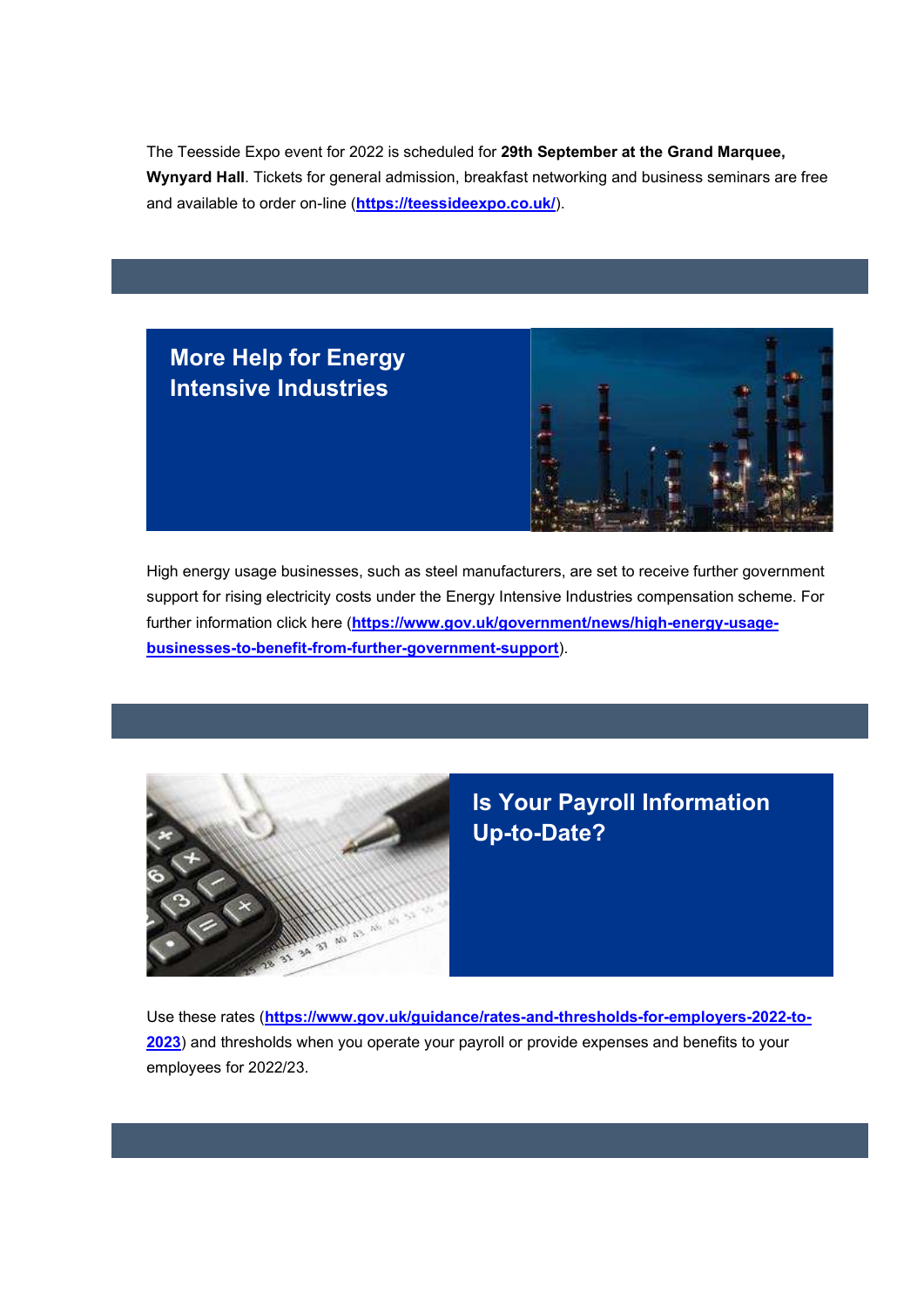The Teesside Expo event for 2022 is scheduled for **29th September at the Grand Marquee, Wynyard Hall**. Tickets for general admission, breakfast networking and business seminars are free and available to order on-line (**https://teessideexpo.co.uk/**).

## More Help for Energy Intensive Industries

High energy usage businesses, such as steel manufacturers, are set to receive further government support for rising electricity costs under the Energy Intensive Industries compensation scheme. For further information click here (**https://www.gov.uk/government/news/high-energy-usage-businesses-to-benefit-from-further-government-support**).

## Is Your Payroll Information Up-to-Date?

Use these rates (**https://www.gov.uk/guidance/rates-and-thresholds-for-employers-2022-to-2023**) and thresholds when you operate your payroll or provide expenses and benefits to your employees for 2022/23.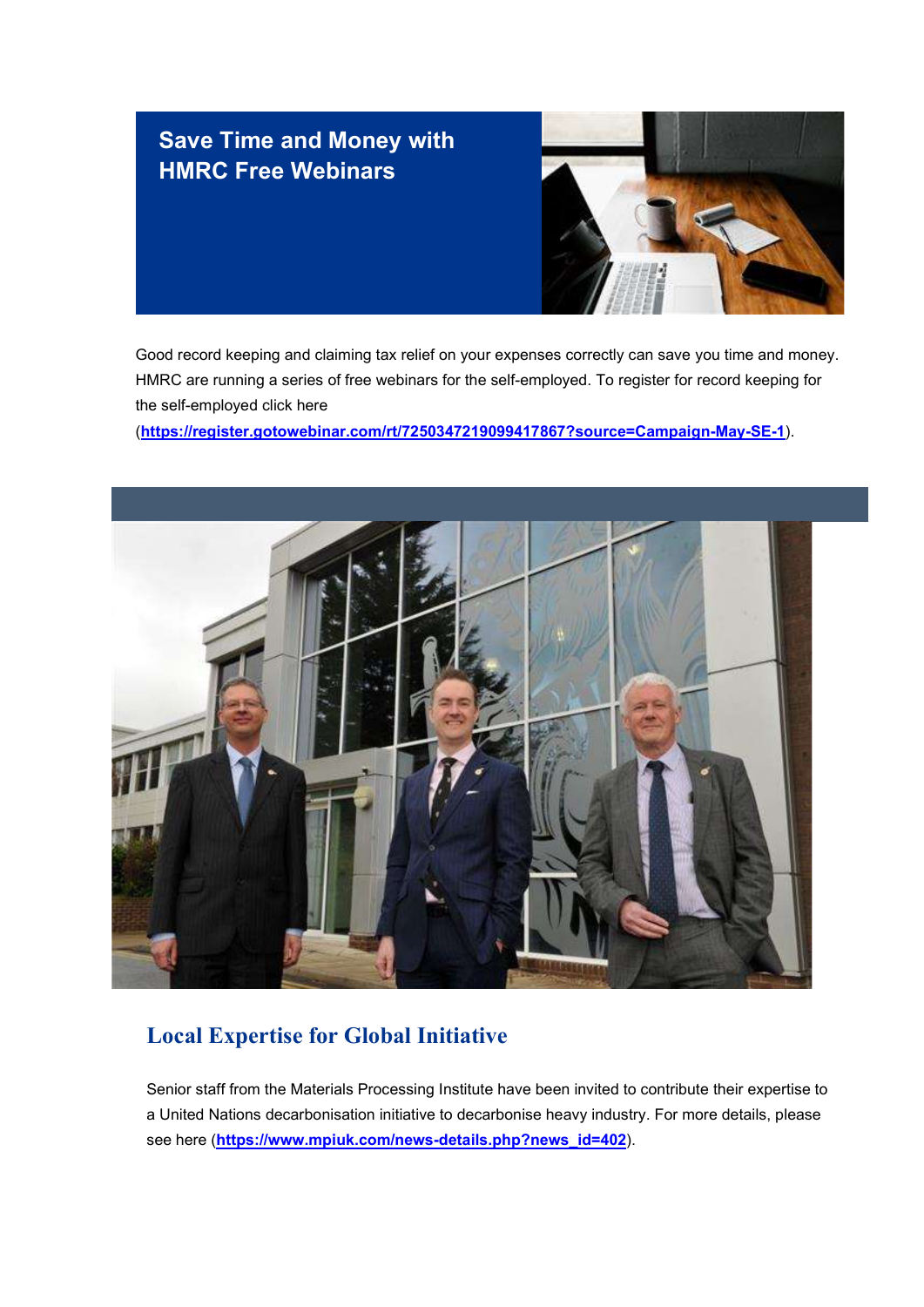## Save Time and Money with HMRC Free Webinars

Good record keeping and claiming tax relief on your expenses correctly can save you time and money. HMRC are running a series of free webinars for the self-employed. To register for record keeping for the self-employed click here (**https://register.gotowebinar.com/rt/7250347219099417867?source=Campaign-May-SE-1**).

## Local Expertise for Global Initiative

Senior staff from the Materials Processing Institute have been invited to contribute their expertise to a United Nations decarbonisation initiative to decarbonise heavy industry. For more details, please see here (**https://www.mpiuk.com/news-details.php?news_id=402**).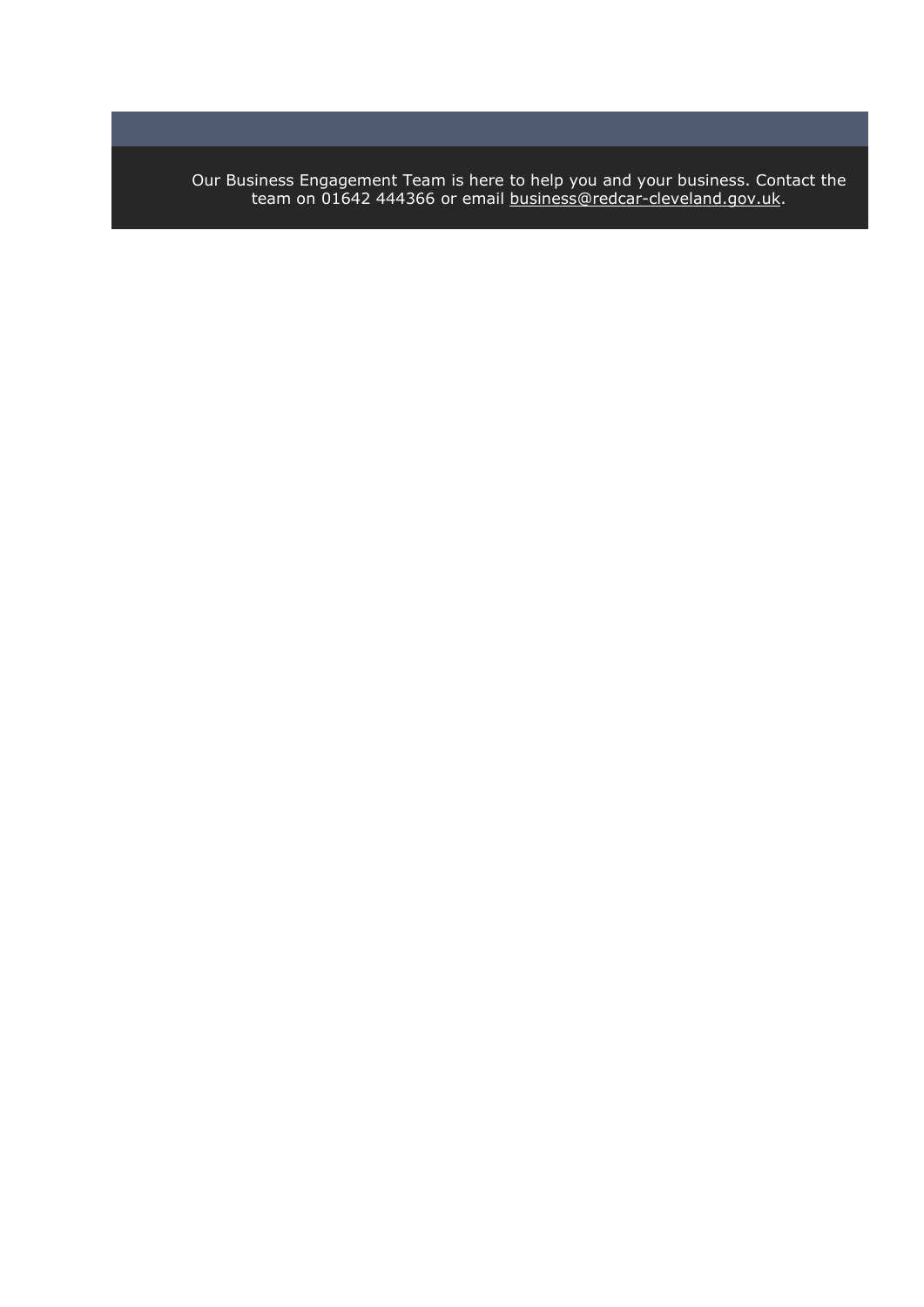Our Business Engagement Team is here to help you and your business. Contact the team on 01642 444366 or email business@redcar-cleveland.gov.uk.